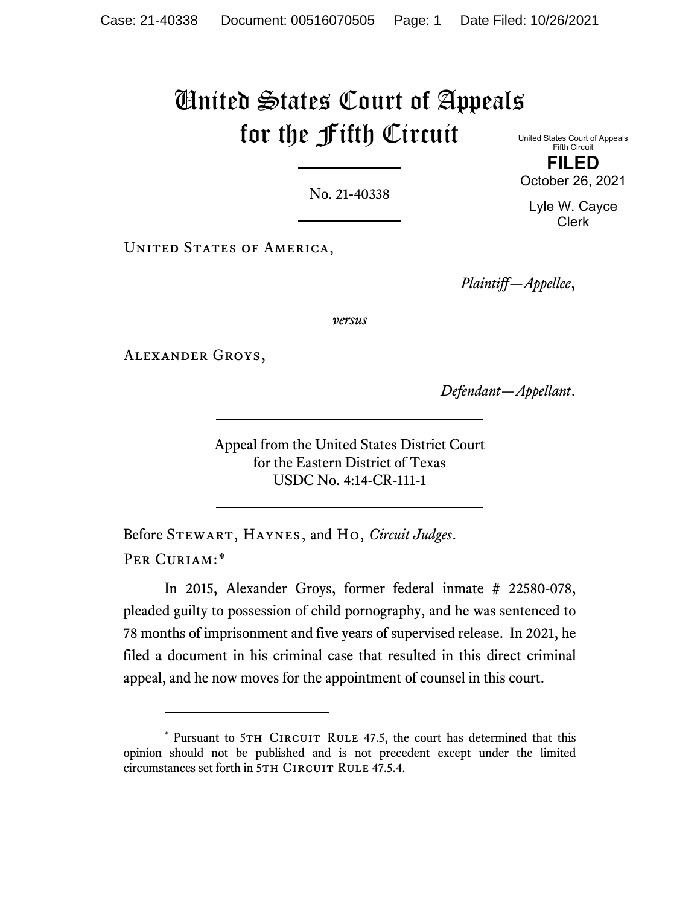# United States Court of Appeals for the Fifth Circuit

United States Court of Appeals
Fifth Circuit

**FILED**

October 26, 2021

Lyle W. Cayce
Clerk

No. 21-40338

United States of America,

*Plaintiff—Appellee*,

*versus*

Alexander Groys,

*Defendant—Appellant*.

Appeal from the United States District Court
for the Eastern District of Texas
USDC No. 4:14-CR-111-1

Before Stewart, Haynes, and Ho, *Circuit Judges*.

Per Curiam:*

In 2015, Alexander Groys, former federal inmate # 22580-078, pleaded guilty to possession of child pornography, and he was sentenced to 78 months of imprisonment and five years of supervised release. In 2021, he filed a document in his criminal case that resulted in this direct criminal appeal, and he now moves for the appointment of counsel in this court.

---

* Pursuant to 5th Circuit Rule 47.5, the court has determined that this opinion should not be published and is not precedent except under the limited circumstances set forth in 5th Circuit Rule 47.5.4.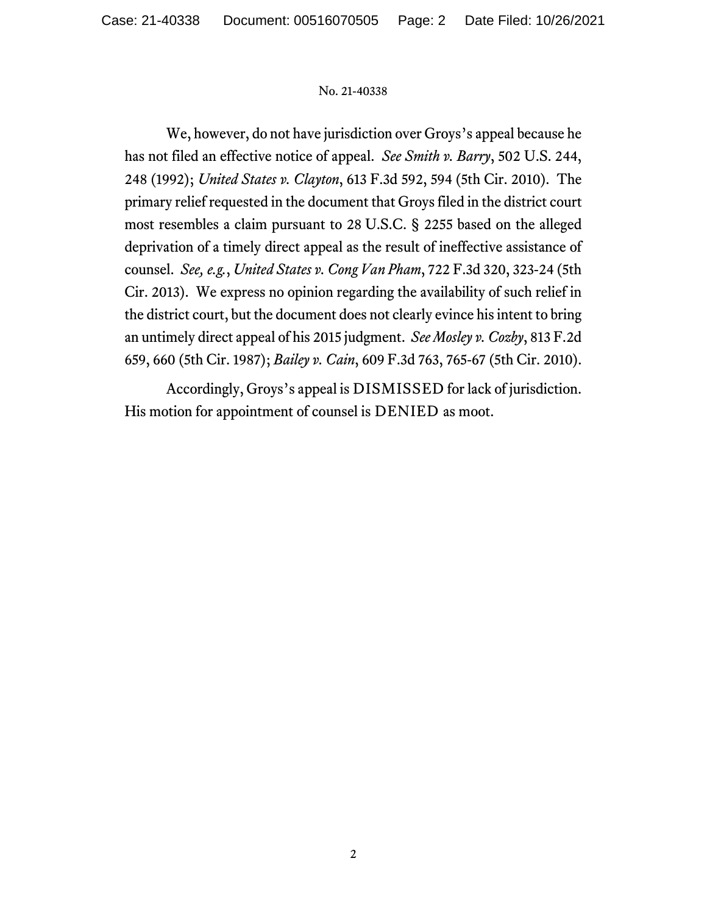We, however, do not have jurisdiction over Groys's appeal because he has not filed an effective notice of appeal. *See Smith v. Barry*, 502 U.S. 244, 248 (1992); *United States v. Clayton*, 613 F.3d 592, 594 (5th Cir. 2010). The primary relief requested in the document that Groys filed in the district court most resembles a claim pursuant to 28 U.S.C. § 2255 based on the alleged deprivation of a timely direct appeal as the result of ineffective assistance of counsel. *See, e.g.*, *United States v. Cong Van Pham*, 722 F.3d 320, 323-24 (5th Cir. 2013). We express no opinion regarding the availability of such relief in the district court, but the document does not clearly evince his intent to bring an untimely direct appeal of his 2015 judgment. *See Mosley v. Cozby*, 813 F.2d 659, 660 (5th Cir. 1987); *Bailey v. Cain*, 609 F.3d 763, 765-67 (5th Cir. 2010).

Accordingly, Groys's appeal is DISMISSED for lack of jurisdiction. His motion for appointment of counsel is DENIED as moot.